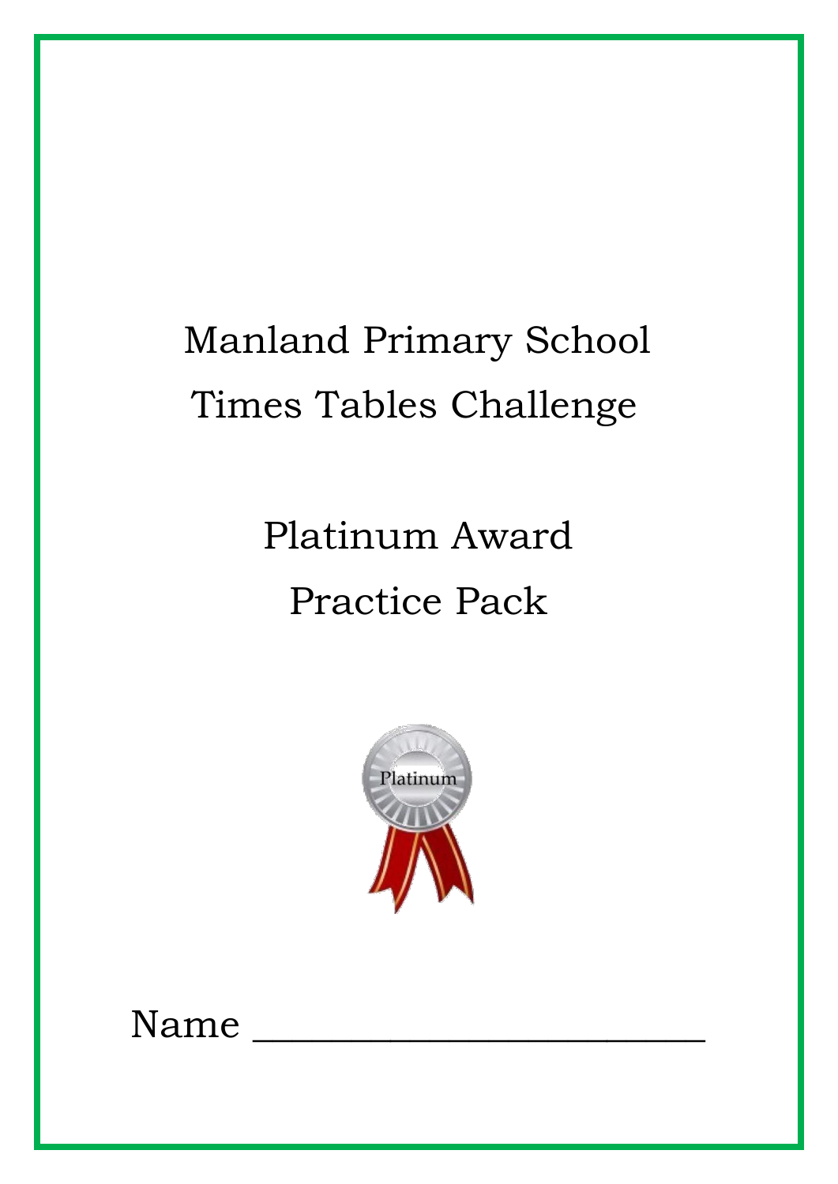# Manland Primary School

# Times Tables Challenge

## Platinum Award

## Practice Pack

Name \_\_\_\_\_\_\_\_\_\_\_\_\_\_\_\_\_\_\_\_\_\_\_\_\_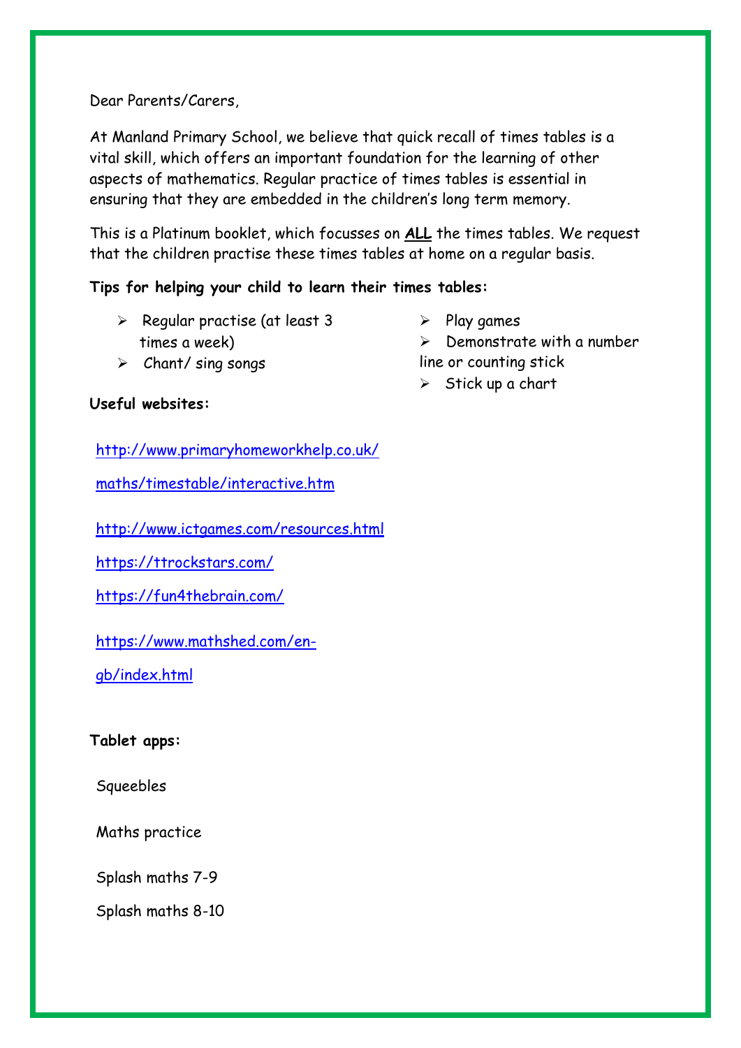Dear Parents/Carers,

At Manland Primary School, we believe that quick recall of times tables is a vital skill, which offers an important foundation for the learning of other aspects of mathematics. Regular practice of times tables is essential in ensuring that they are embedded in the children's long term memory.

This is a Platinum booklet, which focusses on **ALL** the times tables. We request that the children practise these times tables at home on a regular basis.

**Tips for helping your child to learn their times tables:**

- Regular practise (at least 3 times a week)
- Chant/ sing songs
- Play games
- Demonstrate with a number line or counting stick
- Stick up a chart

**Useful websites:**

http://www.primaryhomeworkhelp.co.uk/maths/timestable/interactive.htm

http://www.ictgames.com/resources.html

https://ttrockstars.com/

https://fun4thebrain.com/

https://www.mathshed.com/en-gb/index.html

**Tablet apps:**

Squeebles

Maths practice

Splash maths 7-9

Splash maths 8-10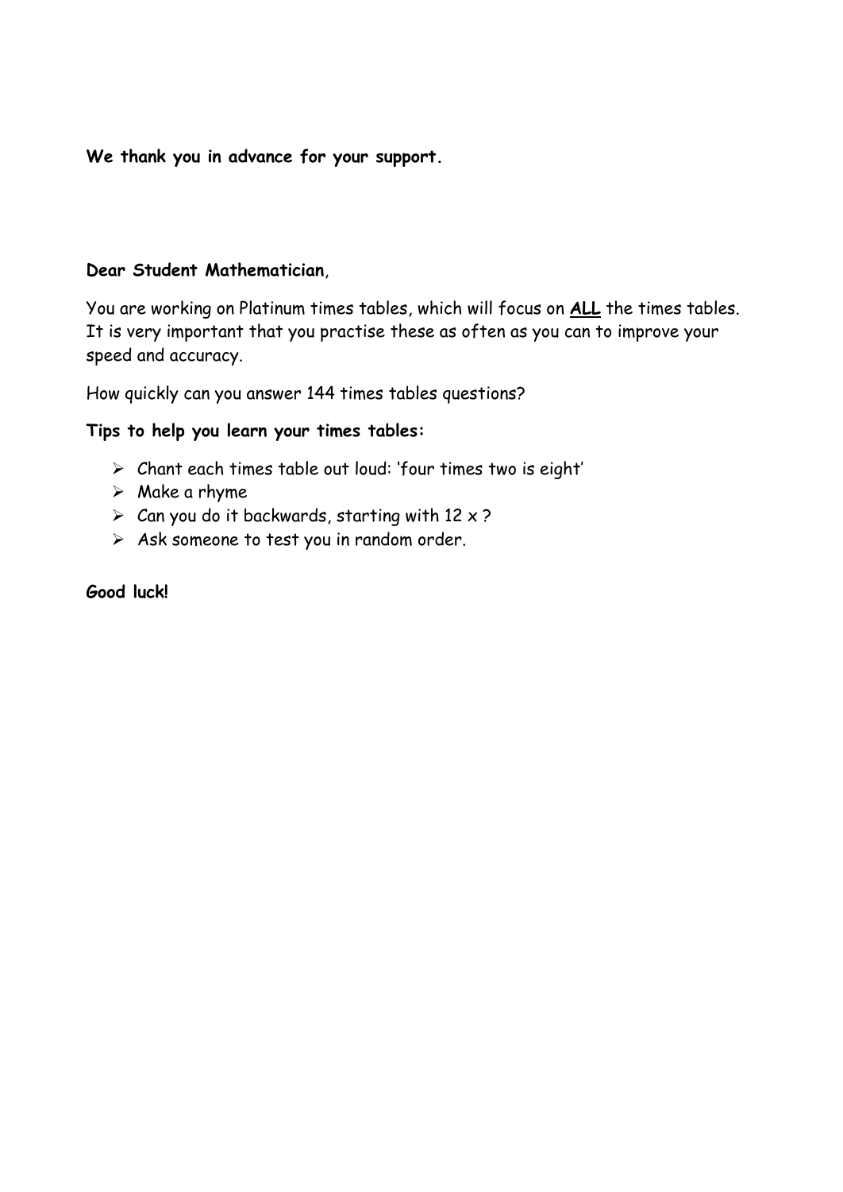**We thank you in advance for your support.**

**Dear Student Mathematician**,

You are working on Platinum times tables, which will focus on **ALL** the times tables. It is very important that you practise these as often as you can to improve your speed and accuracy.

How quickly can you answer 144 times tables questions?

**Tips to help you learn your times tables:**

- Chant each times table out loud: 'four times two is eight'
- Make a rhyme
- Can you do it backwards, starting with 12 x ?
- Ask someone to test you in random order.

**Good luck!**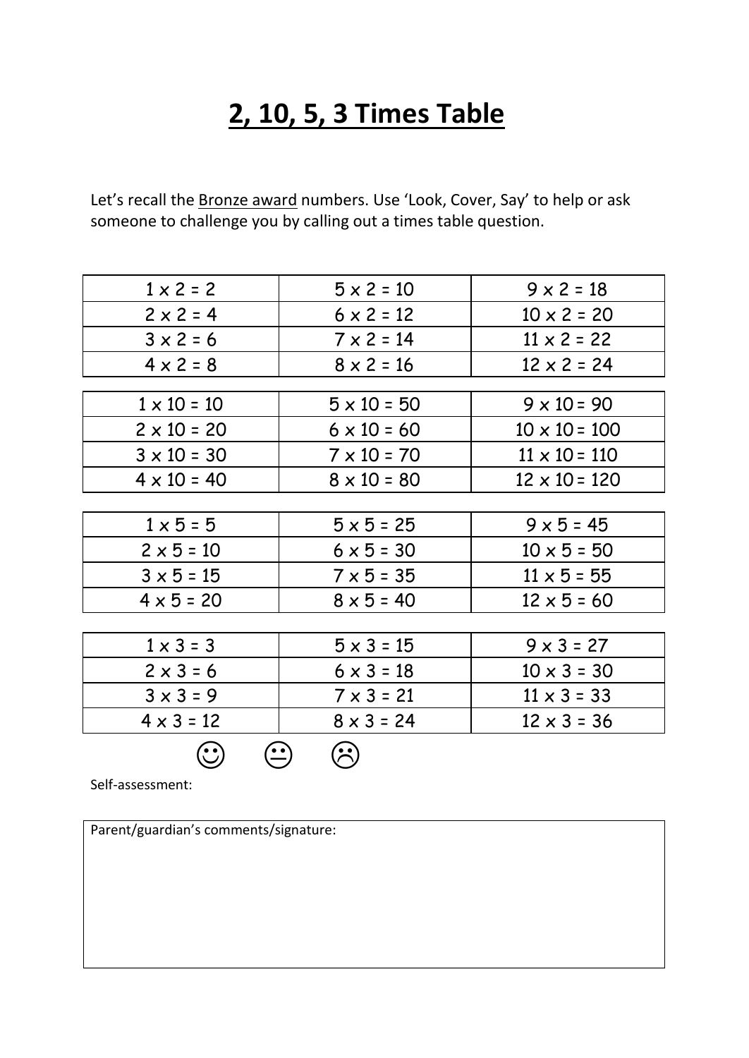# 2, 10, 5, 3 Times Table

Let's recall the Bronze award numbers. Use 'Look, Cover, Say' to help or ask someone to challenge you by calling out a times table question.

| | | |
|---|---|---|
| 1 x 2 = 2 | 5 x 2 = 10 | 9 x 2 = 18 |
| 2 x 2 = 4 | 6 x 2 = 12 | 10 x 2 = 20 |
| 3 x 2 = 6 | 7 x 2 = 14 | 11 x 2 = 22 |
| 4 x 2 = 8 | 8 x 2 = 16 | 12 x 2 = 24 |

| | | |
|---|---|---|
| 1 x 10 = 10 | 5 x 10 = 50 | 9 x 10 = 90 |
| 2 x 10 = 20 | 6 x 10 = 60 | 10 x 10 = 100 |
| 3 x 10 = 30 | 7 x 10 = 70 | 11 x 10 = 110 |
| 4 x 10 = 40 | 8 x 10 = 80 | 12 x 10 = 120 |

| | | |
|---|---|---|
| 1 x 5 = 5 | 5 x 5 = 25 | 9 x 5 = 45 |
| 2 x 5 = 10 | 6 x 5 = 30 | 10 x 5 = 50 |
| 3 x 5 = 15 | 7 x 5 = 35 | 11 x 5 = 55 |
| 4 x 5 = 20 | 8 x 5 = 40 | 12 x 5 = 60 |

| | | |
|---|---|---|
| 1 x 3 = 3 | 5 x 3 = 15 | 9 x 3 = 27 |
| 2 x 3 = 6 | 6 x 3 = 18 | 10 x 3 = 30 |
| 3 x 3 = 9 | 7 x 3 = 21 | 11 x 3 = 33 |
| 4 x 3 = 12 | 8 x 3 = 24 | 12 x 3 = 36 |

☺ 😐 ☹

Self-assessment:

| Parent/guardian's comments/signature: |
|---|
| |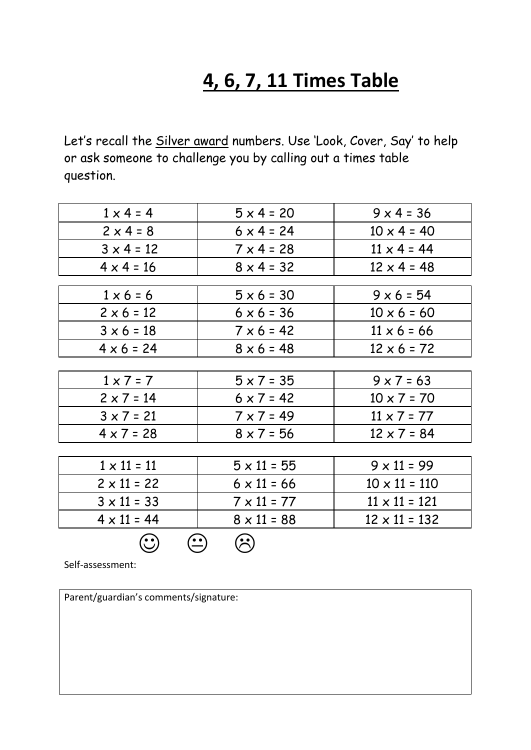# 4, 6, 7, 11 Times Table

Let's recall the Silver award numbers. Use 'Look, Cover, Say' to help or ask someone to challenge you by calling out a times table question.

| | | |
|---|---|---|
| 1 x 4 = 4 | 5 x 4 = 20 | 9 x 4 = 36 |
| 2 x 4 = 8 | 6 x 4 = 24 | 10 x 4 = 40 |
| 3 x 4 = 12 | 7 x 4 = 28 | 11 x 4 = 44 |
| 4 x 4 = 16 | 8 x 4 = 32 | 12 x 4 = 48 |

| | | |
|---|---|---|
| 1 x 6 = 6 | 5 x 6 = 30 | 9 x 6 = 54 |
| 2 x 6 = 12 | 6 x 6 = 36 | 10 x 6 = 60 |
| 3 x 6 = 18 | 7 x 6 = 42 | 11 x 6 = 66 |
| 4 x 6 = 24 | 8 x 6 = 48 | 12 x 6 = 72 |

| | | |
|---|---|---|
| 1 x 7 = 7 | 5 x 7 = 35 | 9 x 7 = 63 |
| 2 x 7 = 14 | 6 x 7 = 42 | 10 x 7 = 70 |
| 3 x 7 = 21 | 7 x 7 = 49 | 11 x 7 = 77 |
| 4 x 7 = 28 | 8 x 7 = 56 | 12 x 7 = 84 |

| | | |
|---|---|---|
| 1 x 11 = 11 | 5 x 11 = 55 | 9 x 11 = 99 |
| 2 x 11 = 22 | 6 x 11 = 66 | 10 x 11 = 110 |
| 3 x 11 = 33 | 7 x 11 = 77 | 11 x 11 = 121 |
| 4 x 11 = 44 | 8 x 11 = 88 | 12 x 11 = 132 |

☺ 😐 ☹

Self-assessment:

Parent/guardian's comments/signature: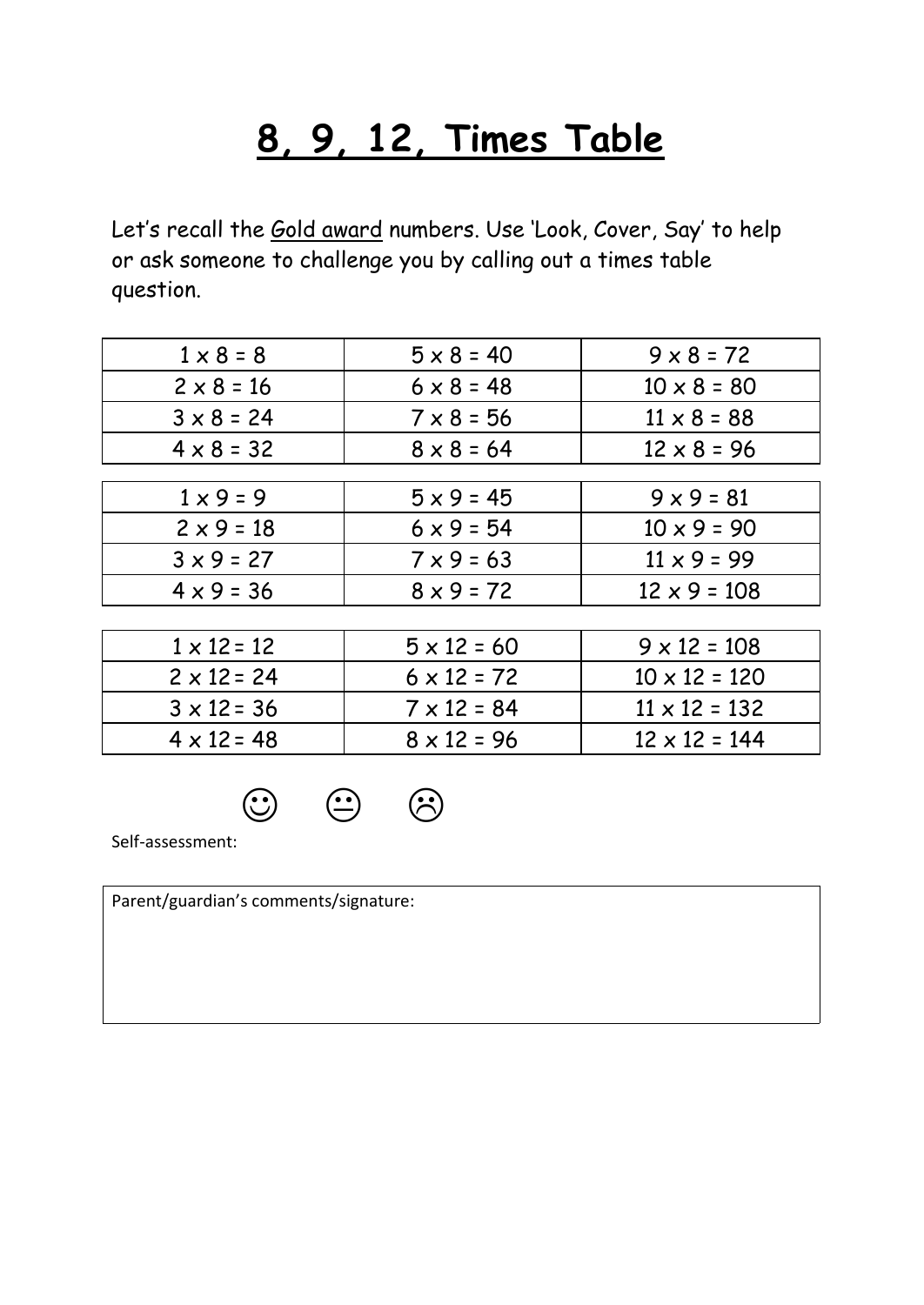# 8, 9, 12, Times Table

Let's recall the Gold award numbers. Use 'Look, Cover, Say' to help or ask someone to challenge you by calling out a times table question.

| | | |
|---|---|---|
| 1 x 8 = 8 | 5 x 8 = 40 | 9 x 8 = 72 |
| 2 x 8 = 16 | 6 x 8 = 48 | 10 x 8 = 80 |
| 3 x 8 = 24 | 7 x 8 = 56 | 11 x 8 = 88 |
| 4 x 8 = 32 | 8 x 8 = 64 | 12 x 8 = 96 |

| | | |
|---|---|---|
| 1 x 9 = 9 | 5 x 9 = 45 | 9 x 9 = 81 |
| 2 x 9 = 18 | 6 x 9 = 54 | 10 x 9 = 90 |
| 3 x 9 = 27 | 7 x 9 = 63 | 11 x 9 = 99 |
| 4 x 9 = 36 | 8 x 9 = 72 | 12 x 9 = 108 |

| | | |
|---|---|---|
| 1 x 12 = 12 | 5 x 12 = 60 | 9 x 12 = 108 |
| 2 x 12 = 24 | 6 x 12 = 72 | 10 x 12 = 120 |
| 3 x 12 = 36 | 7 x 12 = 84 | 11 x 12 = 132 |
| 4 x 12 = 48 | 8 x 12 = 96 | 12 x 12 = 144 |

☺ 😐 ☹

Self-assessment:

| Parent/guardian's comments/signature: |
|---|
| |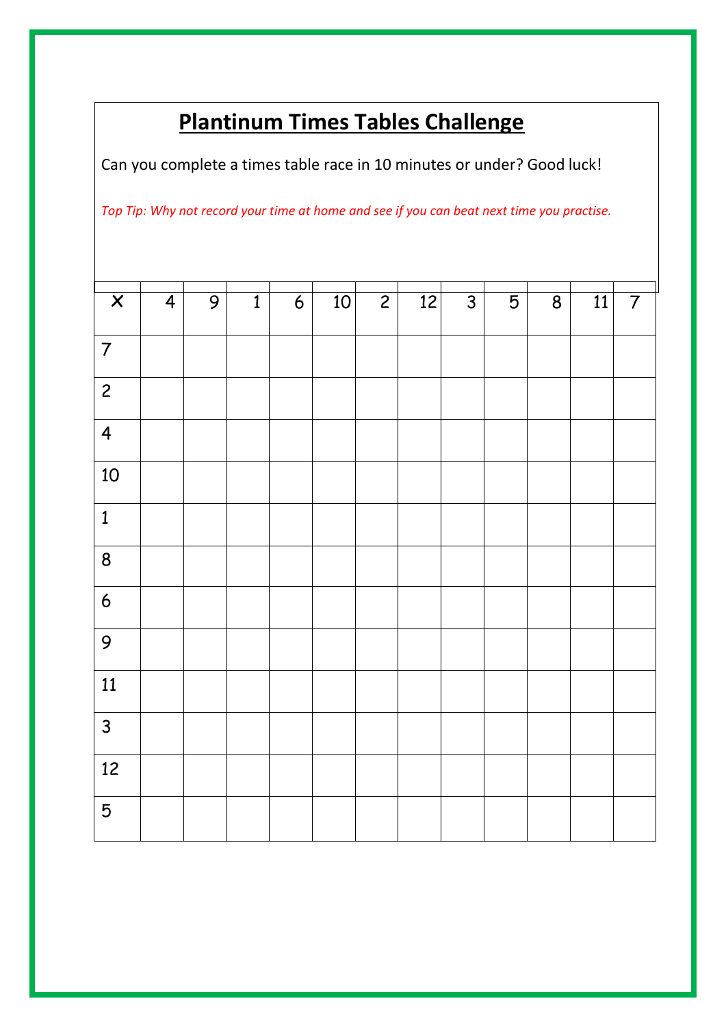## Plantinum Times Tables Challenge

Can you complete a times table race in 10 minutes or under? Good luck!

*Top Tip: Why not record your time at home and see if you can beat next time you practise.*

| x | 4 | 9 | 1 | 6 | 10 | 2 | 12 | 3 | 5 | 8 | 11 | 7 |
|---|---|---|---|---|---|---|---|---|---|---|---|---|
| 7 | | | | | | | | | | | | |
| 2 | | | | | | | | | | | | |
| 4 | | | | | | | | | | | | |
| 10 | | | | | | | | | | | | |
| 1 | | | | | | | | | | | | |
| 8 | | | | | | | | | | | | |
| 6 | | | | | | | | | | | | |
| 9 | | | | | | | | | | | | |
| 11 | | | | | | | | | | | | |
| 3 | | | | | | | | | | | | |
| 12 | | | | | | | | | | | | |
| 5 | | | | | | | | | | | | |